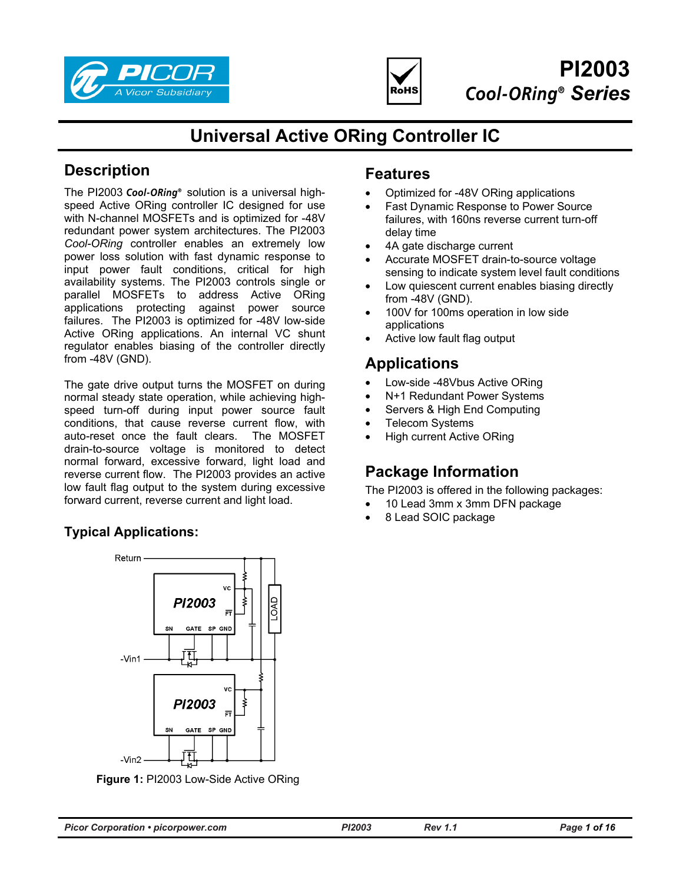# PI2003

## *Cool-ORing® Series*

# Universal Active ORing Controller IC

## Description

The PI2003 ***Cool-ORing®*** solution is a universal high-speed Active ORing controller IC designed for use with N-channel MOSFETs and is optimized for -48V redundant power system architectures. The PI2003 *Cool-ORing* controller enables an extremely low power loss solution with fast dynamic response to input power fault conditions, critical for high availability systems. The PI2003 controls single or parallel MOSFETs to address Active ORing applications protecting against power source failures. The PI2003 is optimized for -48V low-side Active ORing applications. An internal VC shunt regulator enables biasing of the controller directly from -48V (GND).

The gate drive output turns the MOSFET on during normal steady state operation, while achieving high-speed turn-off during input power source fault conditions, that cause reverse current flow, with auto-reset once the fault clears. The MOSFET drain-to-source voltage is monitored to detect normal forward, excessive forward, light load and reverse current flow. The PI2003 provides an active low fault flag output to the system during excessive forward current, reverse current and light load.

## Typical Applications:

Figure 1: PI2003 Low-Side Active ORing

## Features

- Optimized for -48V ORing applications
- Fast Dynamic Response to Power Source failures, with 160ns reverse current turn-off delay time
- 4A gate discharge current
- Accurate MOSFET drain-to-source voltage sensing to indicate system level fault conditions
- Low quiescent current enables biasing directly from -48V (GND).
- 100V for 100ms operation in low side applications
- Active low fault flag output

## Applications

- Low-side -48Vbus Active ORing
- N+1 Redundant Power Systems
- Servers & High End Computing
- Telecom Systems
- High current Active ORing

## Package Information

The PI2003 is offered in the following packages:

- 10 Lead 3mm x 3mm DFN package
- 8 Lead SOIC package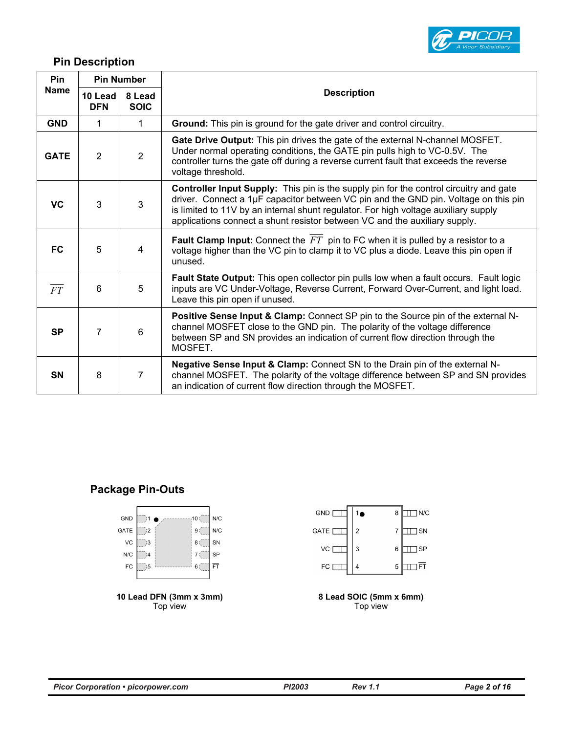## Pin Description

| Pin Name | Pin Number | | Description |
|---|---|---|---|
| | 10 Lead DFN | 8 Lead SOIC | |
| GND | 1 | 1 | **Ground:** This pin is ground for the gate driver and control circuitry. |
| GATE | 2 | 2 | **Gate Drive Output:** This pin drives the gate of the external N-channel MOSFET. Under normal operating conditions, the GATE pin pulls high to VC-0.5V. The controller turns the gate off during a reverse current fault that exceeds the reverse voltage threshold. |
| VC | 3 | 3 | **Controller Input Supply:** This pin is the supply pin for the control circuitry and gate driver. Connect a 1µF capacitor between VC pin and the GND pin. Voltage on this pin is limited to 11V by an internal shunt regulator. For high voltage auxiliary supply applications connect a shunt resistor between VC and the auxiliary supply. |
| FC | 5 | 4 | **Fault Clamp Input:** Connect the $\overline{FT}$ pin to FC when it is pulled by a resistor to a voltage higher than the VC pin to clamp it to VC plus a diode. Leave this pin open if unused. |
| $\overline{FT}$ | 6 | 5 | **Fault State Output:** This open collector pin pulls low when a fault occurs. Fault logic inputs are VC Under-Voltage, Reverse Current, Forward Over-Current, and light load. Leave this pin open if unused. |
| SP | 7 | 6 | **Positive Sense Input & Clamp:** Connect SP pin to the Source pin of the external N-channel MOSFET close to the GND pin. The polarity of the voltage difference between SP and SN provides an indication of current flow direction through the MOSFET. |
| SN | 8 | 7 | **Negative Sense Input & Clamp:** Connect SN to the Drain pin of the external N-channel MOSFET. The polarity of the voltage difference between SP and SN provides an indication of current flow direction through the MOSFET. |

## Package Pin-Outs

| Pin | Name | Pin | Name |
|---|---|---|---|
| 1 | GND | 10 | N/C |
| 2 | GATE | 9 | N/C |
| 3 | VC | 8 | SN |
| 4 | N/C | 7 | SP |
| 5 | FC | 6 | $\overline{FT}$ |

**10 Lead DFN (3mm x 3mm)**
Top view

| Pin | Name | Pin | Name |
|---|---|---|---|
| 1 | GND | 8 | N/C |
| 2 | GATE | 7 | SN |
| 3 | VC | 6 | SP |
| 4 | FC | 5 | $\overline{FT}$ |

**8 Lead SOIC (5mm x 6mm)**
Top view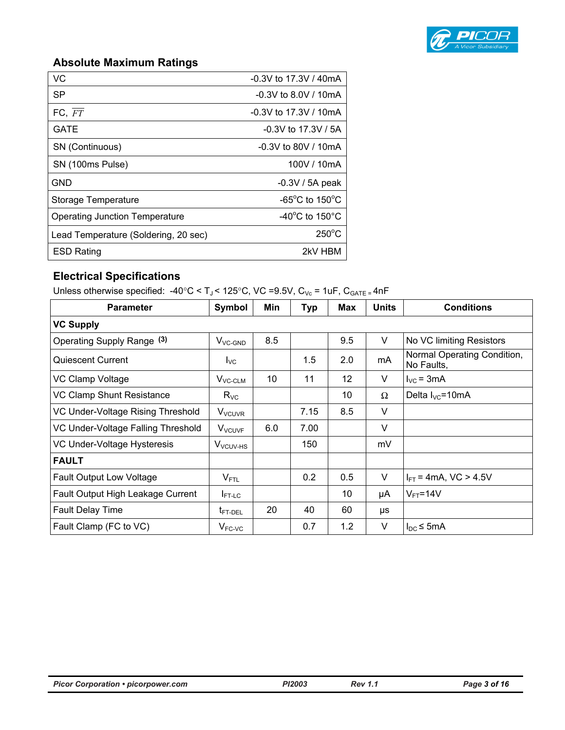## Absolute Maximum Ratings

| | |
|---|---|
| VC | -0.3V to 17.3V / 40mA |
| SP | -0.3V to 8.0V / 10mA |
| FC, $\overline{FT}$ | -0.3V to 17.3V / 10mA |
| GATE | -0.3V to 17.3V / 5A |
| SN (Continuous) | -0.3V to 80V / 10mA |
| SN (100ms Pulse) | 100V / 10mA |
| GND | -0.3V / 5A peak |
| Storage Temperature | -65°C to 150°C |
| Operating Junction Temperature | -40°C to 150°C |
| Lead Temperature (Soldering, 20 sec) | 250°C |
| ESD Rating | 2kV HBM |

## Electrical Specifications

Unless otherwise specified: -40°C < $T_J$ < 125°C, VC =9.5V, $C_{Vc}$ = 1uF, $C_{GATE}$ = 4nF

| Parameter | Symbol | Min | Typ | Max | Units | Conditions |
|---|---|---|---|---|---|---|
| **VC Supply** | | | | | | |
| Operating Supply Range (3) | $V_{VC-GND}$ | 8.5 | | 9.5 | V | No VC limiting Resistors |
| Quiescent Current | $I_{VC}$ | | 1.5 | 2.0 | mA | Normal Operating Condition, No Faults, |
| VC Clamp Voltage | $V_{VC-CLM}$ | 10 | 11 | 12 | V | $I_{VC}$ = 3mA |
| VC Clamp Shunt Resistance | $R_{VC}$ | | | 10 | Ω | Delta $I_{VC}$=10mA |
| VC Under-Voltage Rising Threshold | $V_{VCUVR}$ | | 7.15 | 8.5 | V | |
| VC Under-Voltage Falling Threshold | $V_{VCUVF}$ | 6.0 | 7.00 | | V | |
| VC Under-Voltage Hysteresis | $V_{VCUV-HS}$ | | 150 | | mV | |
| **FAULT** | | | | | | |
| Fault Output Low Voltage | $V_{FTL}$ | | 0.2 | 0.5 | V | $I_{FT}$ = 4mA, VC > 4.5V |
| Fault Output High Leakage Current | $I_{FT-LC}$ | | | 10 | µA | $V_{FT}$=14V |
| Fault Delay Time | $t_{FT-DEL}$ | 20 | 40 | 60 | µs | |
| Fault Clamp (FC to VC) | $V_{FC-VC}$ | | 0.7 | 1.2 | V | $I_{DC}$ ≤ 5mA |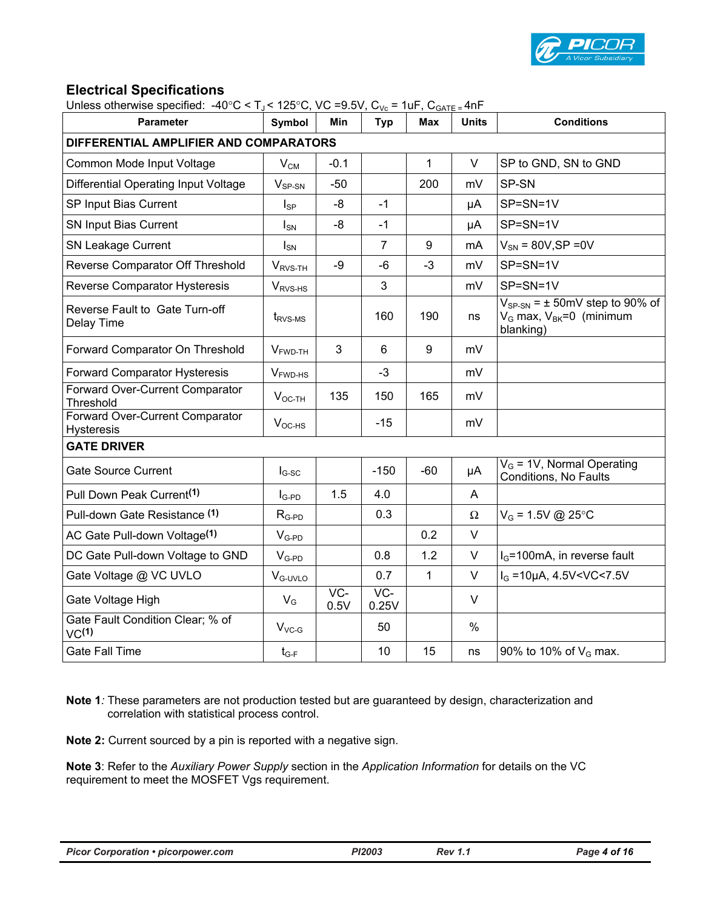## Electrical Specifications

Unless otherwise specified: -40°C < $T_J$ < 125°C, VC =9.5V, $C_{Vc}$ = 1uF, $C_{GATE}$ = 4nF

| Parameter | Symbol | Min | Typ | Max | Units | Conditions |
|---|---|---|---|---|---|---|
| **DIFFERENTIAL AMPLIFIER AND COMPARATORS** | | | | | | |
| Common Mode Input Voltage | $V_{CM}$ | -0.1 | | 1 | V | SP to GND, SN to GND |
| Differential Operating Input Voltage | $V_{SP-SN}$ | -50 | | 200 | mV | SP-SN |
| SP Input Bias Current | $I_{SP}$ | -8 | -1 | | µA | SP=SN=1V |
| SN Input Bias Current | $I_{SN}$ | -8 | -1 | | µA | SP=SN=1V |
| SN Leakage Current | $I_{SN}$ | | 7 | 9 | mA | $V_{SN}$ = 80V,SP =0V |
| Reverse Comparator Off Threshold | $V_{RVS-TH}$ | -9 | -6 | -3 | mV | SP=SN=1V |
| Reverse Comparator Hysteresis | $V_{RVS-HS}$ | | 3 | | mV | SP=SN=1V |
| Reverse Fault to Gate Turn-off Delay Time | $t_{RVS-MS}$ | | 160 | 190 | ns | $V_{SP-SN}$ = ± 50mV step to 90% of $V_G$ max, $V_{BK}$=0 (minimum blanking) |
| Forward Comparator On Threshold | $V_{FWD-TH}$ | 3 | 6 | 9 | mV | |
| Forward Comparator Hysteresis | $V_{FWD-HS}$ | | -3 | | mV | |
| Forward Over-Current Comparator Threshold | $V_{OC-TH}$ | 135 | 150 | 165 | mV | |
| Forward Over-Current Comparator Hysteresis | $V_{OC-HS}$ | | -15 | | mV | |
| **GATE DRIVER** | | | | | | |
| Gate Source Current | $I_{G-SC}$ | | -150 | -60 | µA | $V_G$ = 1V, Normal Operating Conditions, No Faults |
| Pull Down Peak Current(1) | $I_{G-PD}$ | 1.5 | 4.0 | | A | |
| Pull-down Gate Resistance (1) | $R_{G-PD}$ | | 0.3 | | Ω | $V_G$ = 1.5V @ 25°C |
| AC Gate Pull-down Voltage(1) | $V_{G-PD}$ | | | 0.2 | V | |
| DC Gate Pull-down Voltage to GND | $V_{G-PD}$ | | 0.8 | 1.2 | V | $I_G$=100mA, in reverse fault |
| Gate Voltage @ VC UVLO | $V_{G-UVLO}$ | | 0.7 | 1 | V | $I_G$ =10µA, 4.5V<VC<7.5V |
| Gate Voltage High | $V_G$ | VC-0.5V | VC-0.25V | | V | |
| Gate Fault Condition Clear; % of VC(1) | $V_{VC-G}$ | | 50 | | % | |
| Gate Fall Time | $t_{G-F}$ | | 10 | 15 | ns | 90% to 10% of $V_G$ max. |

**Note 1**: These parameters are not production tested but are guaranteed by design, characterization and correlation with statistical process control.

**Note 2:** Current sourced by a pin is reported with a negative sign.

**Note 3**: Refer to the *Auxiliary Power Supply* section in the *Application Information* for details on the VC requirement to meet the MOSFET Vgs requirement.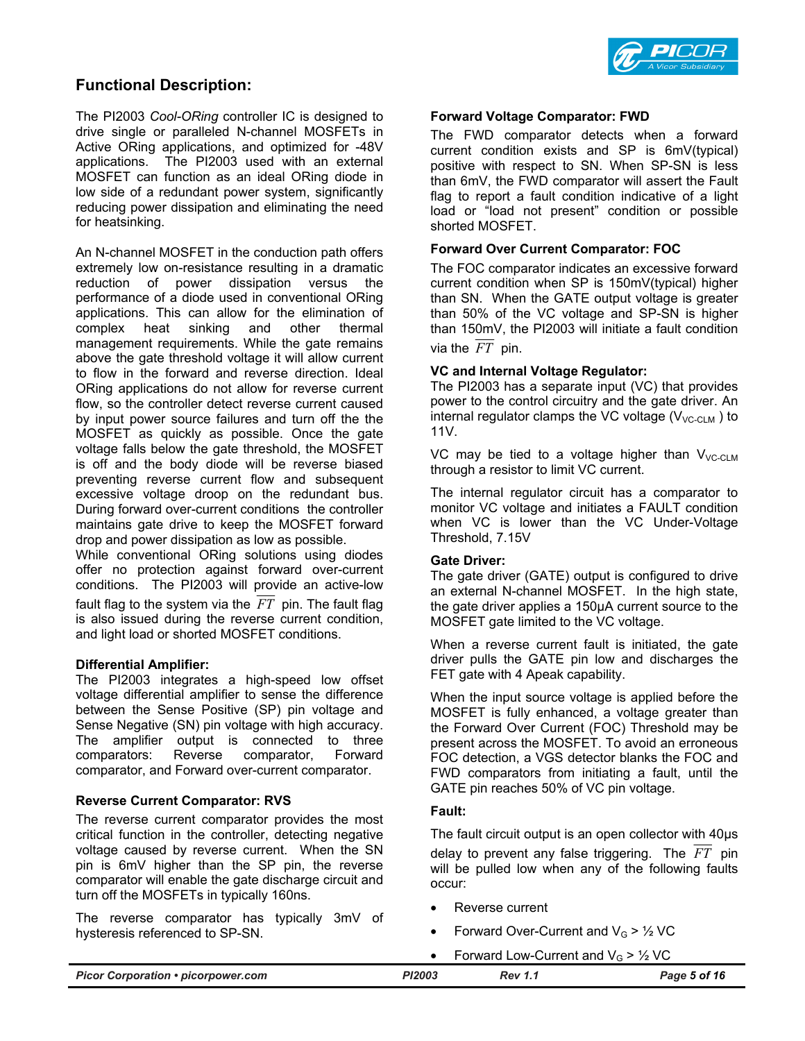## Functional Description:

The PI2003 *Cool-ORing* controller IC is designed to drive single or paralleled N-channel MOSFETs in Active ORing applications, and optimized for -48V applications. The PI2003 used with an external MOSFET can function as an ideal ORing diode in low side of a redundant power system, significantly reducing power dissipation and eliminating the need for heatsinking.

An N-channel MOSFET in the conduction path offers extremely low on-resistance resulting in a dramatic reduction of power dissipation versus the performance of a diode used in conventional ORing applications. This can allow for the elimination of complex heat sinking and other thermal management requirements. While the gate remains above the gate threshold voltage it will allow current to flow in the forward and reverse direction. Ideal ORing applications do not allow for reverse current flow, so the controller detect reverse current caused by input power source failures and turn off the the MOSFET as quickly as possible. Once the gate voltage falls below the gate threshold, the MOSFET is off and the body diode will be reverse biased preventing reverse current flow and subsequent excessive voltage droop on the redundant bus. During forward over-current conditions the controller maintains gate drive to keep the MOSFET forward drop and power dissipation as low as possible.
While conventional ORing solutions using diodes offer no protection against forward over-current conditions. The PI2003 will provide an active-low fault flag to the system via the $\overline{FT}$ pin. The fault flag is also issued during the reverse current condition, and light load or shorted MOSFET conditions.

### Differential Amplifier:

The PI2003 integrates a high-speed low offset voltage differential amplifier to sense the difference between the Sense Positive (SP) pin voltage and Sense Negative (SN) pin voltage with high accuracy. The amplifier output is connected to three comparators: Reverse comparator, Forward comparator, and Forward over-current comparator.

### Reverse Current Comparator: RVS

The reverse current comparator provides the most critical function in the controller, detecting negative voltage caused by reverse current. When the SN pin is 6mV higher than the SP pin, the reverse comparator will enable the gate discharge circuit and turn off the MOSFETs in typically 160ns.

The reverse comparator has typically 3mV of hysteresis referenced to SP-SN.

### Forward Voltage Comparator: FWD

The FWD comparator detects when a forward current condition exists and SP is 6mV(typical) positive with respect to SN. When SP-SN is less than 6mV, the FWD comparator will assert the Fault flag to report a fault condition indicative of a light load or "load not present" condition or possible shorted MOSFET.

### Forward Over Current Comparator: FOC

The FOC comparator indicates an excessive forward current condition when SP is 150mV(typical) higher than SN. When the GATE output voltage is greater than 50% of the VC voltage and SP-SN is higher than 150mV, the PI2003 will initiate a fault condition via the $\overline{FT}$ pin.

### VC and Internal Voltage Regulator:

The PI2003 has a separate input (VC) that provides power to the control circuitry and the gate driver. An internal regulator clamps the VC voltage ($V_{VC\text{-}CLM}$ ) to 11V.

VC may be tied to a voltage higher than $V_{VC\text{-}CLM}$ through a resistor to limit VC current.

The internal regulator circuit has a comparator to monitor VC voltage and initiates a FAULT condition when VC is lower than the VC Under-Voltage Threshold, 7.15V

### Gate Driver:

The gate driver (GATE) output is configured to drive an external N-channel MOSFET. In the high state, the gate driver applies a 150µA current source to the MOSFET gate limited to the VC voltage.

When a reverse current fault is initiated, the gate driver pulls the GATE pin low and discharges the FET gate with 4 Apeak capability.

When the input source voltage is applied before the MOSFET is fully enhanced, a voltage greater than the Forward Over Current (FOC) Threshold may be present across the MOSFET. To avoid an erroneous FOC detection, a VGS detector blanks the FOC and FWD comparators from initiating a fault, until the GATE pin reaches 50% of VC pin voltage.

### Fault:

The fault circuit output is an open collector with 40µs delay to prevent any false triggering. The $\overline{FT}$ pin will be pulled low when any of the following faults occur:

- Reverse current
- Forward Over-Current and $V_G$ > ½ VC
- Forward Low-Current and $V_G$ > ½ VC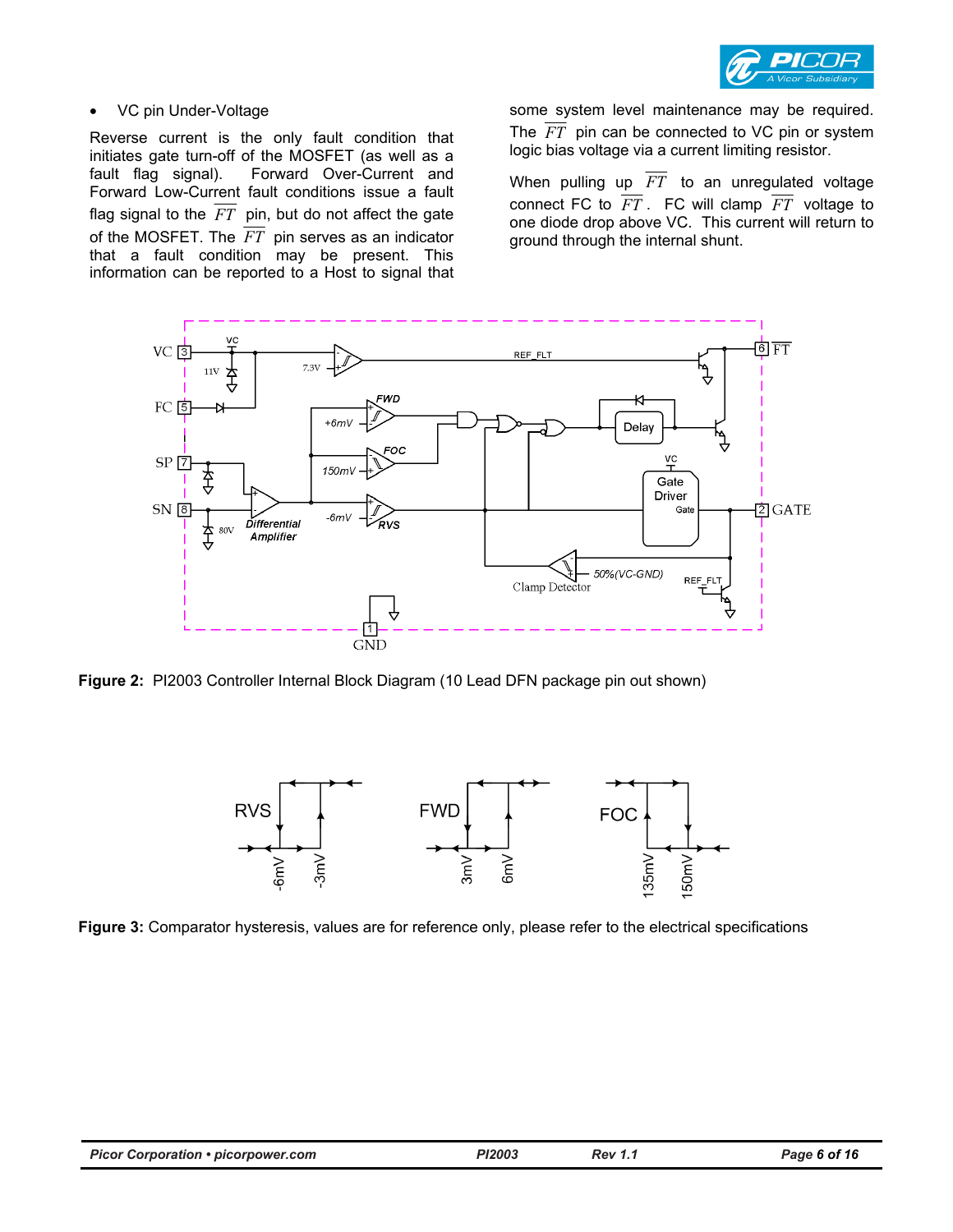- VC pin Under-Voltage

Reverse current is the only fault condition that initiates gate turn-off of the MOSFET (as well as a fault flag signal). Forward Over-Current and Forward Low-Current fault conditions issue a fault flag signal to the $\overline{FT}$ pin, but do not affect the gate of the MOSFET. The $\overline{FT}$ pin serves as an indicator that a fault condition may be present. This information can be reported to a Host to signal that some system level maintenance may be required. The $\overline{FT}$ pin can be connected to VC pin or system logic bias voltage via a current limiting resistor.

When pulling up $\overline{FT}$ to an unregulated voltage connect FC to $\overline{FT}$. FC will clamp $\overline{FT}$ voltage to one diode drop above VC. This current will return to ground through the internal shunt.

**Figure 2:** PI2003 Controller Internal Block Diagram (10 Lead DFN package pin out shown)

**Figure 3:** Comparator hysteresis, values are for reference only, please refer to the electrical specifications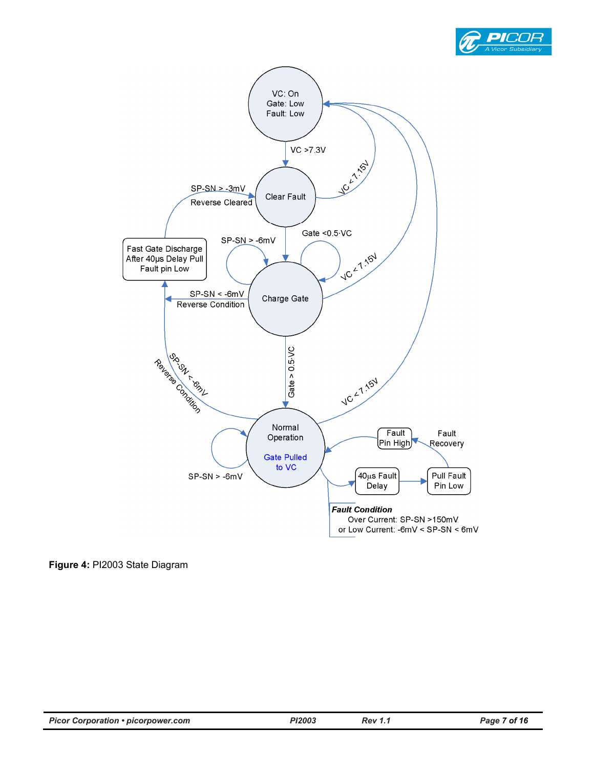VC: On
Gate: Low
Fault: Low

VC >7.3V

Clear Fault

VC < 7.15V

SP-SN > -3mV
Reverse Cleared

Fast Gate Discharge After 40µs Delay Pull Fault pin Low

SP-SN > -6mV

Gate <0.5·VC

VC < 7.15V

Charge Gate

SP-SN < -6mV
Reverse Condition

SP-SN < -6mV
Reverse Condition

Gate > 0.5·VC

VC < 7.15V

Normal Operation

Gate Pulled to VC

SP-SN > -6mV

Fault Pin High

Fault Recovery

40µs Fault Delay

Pull Fault Pin Low

***Fault Condition***
Over Current: SP-SN >150mV
or Low Current: -6mV < SP-SN < 6mV

**Figure 4:** PI2003 State Diagram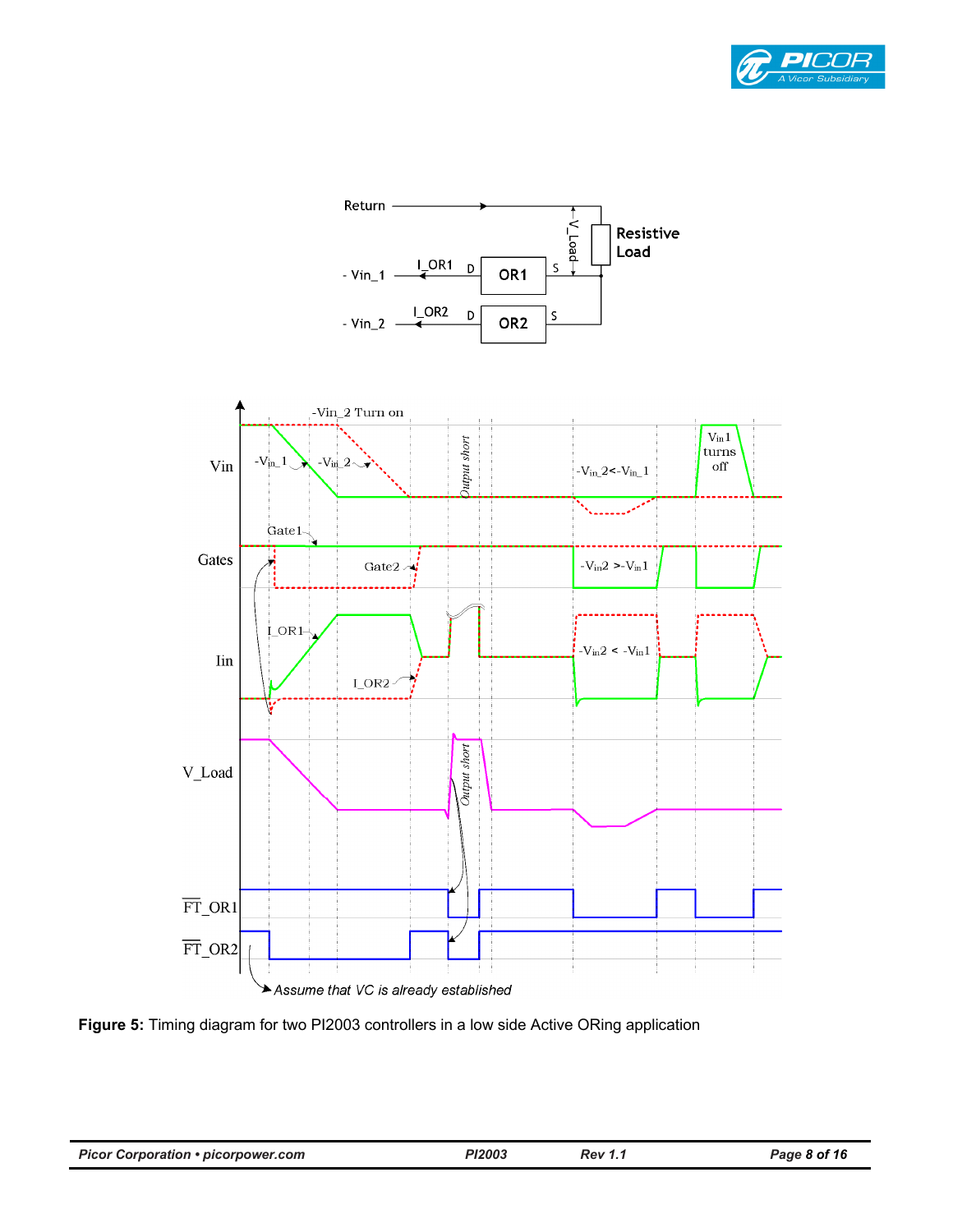**Figure 5:** Timing diagram for two PI2003 controllers in a low side Active ORing application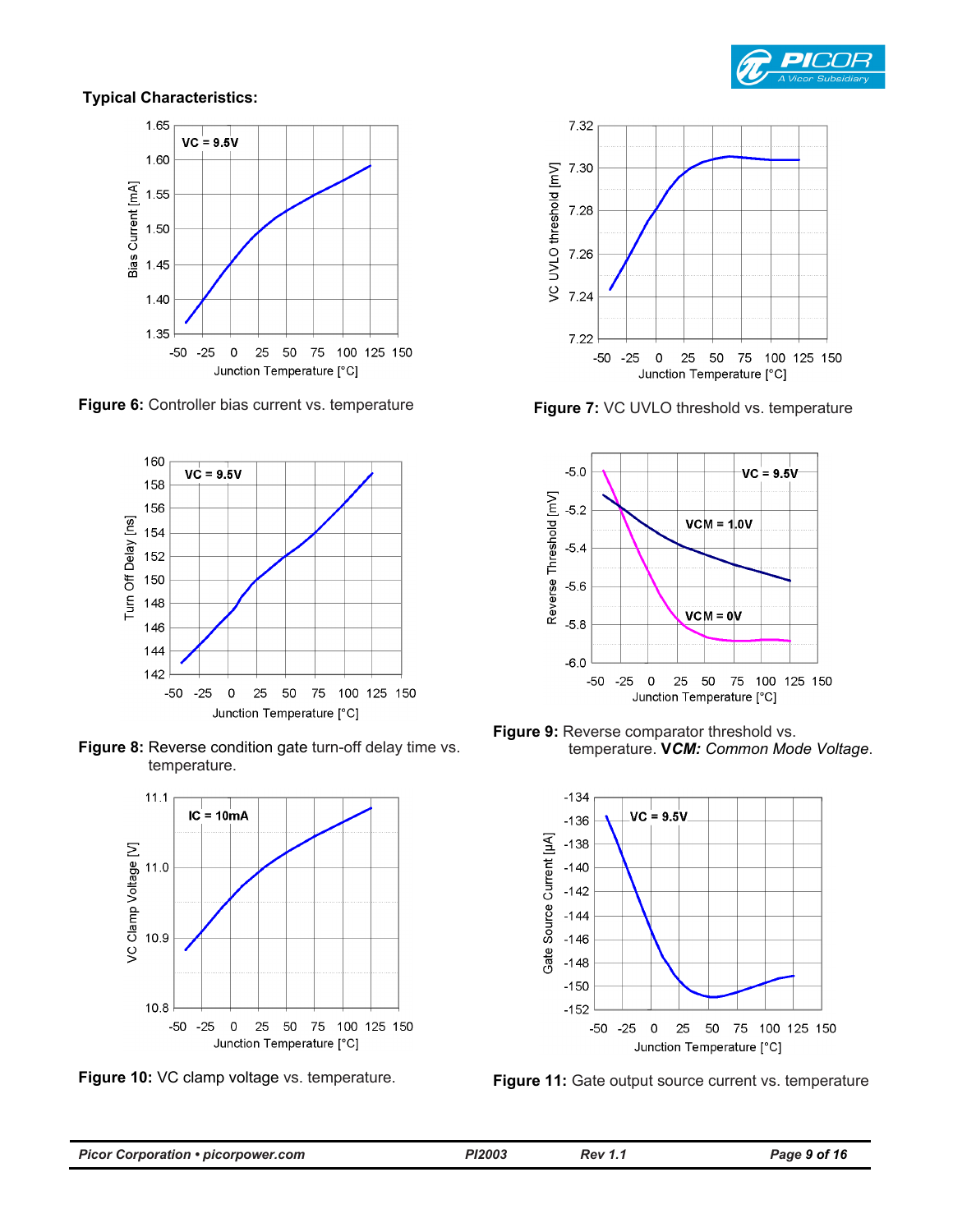**Typical Characteristics:**

**Figure 6:** Controller bias current vs. temperature

**Figure 7:** VC UVLO threshold vs. temperature

**Figure 8:** Reverse condition gate turn-off delay time vs. temperature.

**Figure 9:** Reverse comparator threshold vs. temperature. **V*CM: Common Mode Voltage*.**

**Figure 10:** VC clamp voltage vs. temperature.

**Figure 11:** Gate output source current vs. temperature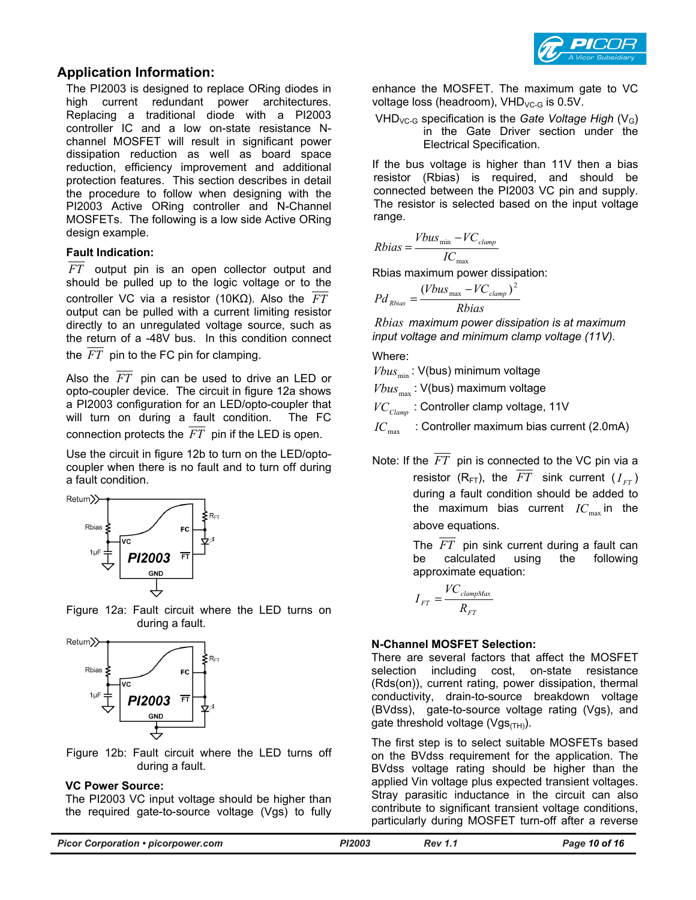## Application Information:

The PI2003 is designed to replace ORing diodes in high current redundant power architectures. Replacing a traditional diode with a PI2003 controller IC and a low on-state resistance N-channel MOSFET will result in significant power dissipation reduction as well as board space reduction, efficiency improvement and additional protection features. This section describes in detail the procedure to follow when designing with the PI2003 Active ORing controller and N-Channel MOSFETs. The following is a low side Active ORing design example.

### Fault Indication:

$\overline{FT}$ output pin is an open collector output and should be pulled up to the logic voltage or to the controller VC via a resistor (10KΩ). Also the $\overline{FT}$ output can be pulled with a current limiting resistor directly to an unregulated voltage source, such as the return of a -48V bus. In this condition connect the $\overline{FT}$ pin to the FC pin for clamping.

Also the $\overline{FT}$ pin can be used to drive an LED or opto-coupler device. The circuit in figure 12a shows a PI2003 configuration for an LED/opto-coupler that will turn on during a fault condition. The FC connection protects the $\overline{FT}$ pin if the LED is open.

Use the circuit in figure 12b to turn on the LED/opto-coupler when there is no fault and to turn off during a fault condition.

Figure 12a: Fault circuit where the LED turns on during a fault.

Figure 12b: Fault circuit where the LED turns off during a fault.

### VC Power Source:

The PI2003 VC input voltage should be higher than the required gate-to-source voltage (Vgs) to fully enhance the MOSFET. The maximum gate to VC voltage loss (headroom), $VHD_{VC\text{-}G}$ is 0.5V.

$VHD_{VC\text{-}G}$ specification is the *Gate Voltage High* ($V_G$) in the Gate Driver section under the Electrical Specification.

If the bus voltage is higher than 11V then a bias resistor (Rbias) is required, and should be connected between the PI2003 VC pin and supply. The resistor is selected based on the input voltage range.

$$Rbias = \frac{Vbus_{\min} - VC_{clamp}}{IC_{\max}}$$

Rbias maximum power dissipation:

$$Pd_{Rbias} = \frac{(Vbus_{\max} - VC_{clamp})^2}{Rbias}$$

*Rbias maximum power dissipation is at maximum input voltage and minimum clamp voltage (11V).*

Where:

$Vbus_{\min}$ : V(bus) minimum voltage

$Vbus_{\max}$ : V(bus) maximum voltage

$VC_{Clamp}$ : Controller clamp voltage, 11V

$IC_{\max}$ : Controller maximum bias current (2.0mA)

Note: If the $\overline{FT}$ pin is connected to the VC pin via a resistor ($R_{FT}$), the $\overline{FT}$ sink current ($I_{FT}$) during a fault condition should be added to the maximum bias current $IC_{\max}$ in the above equations.

The $\overline{FT}$ pin sink current during a fault can be calculated using the following approximate equation:

$$I_{FT} = \frac{VC_{clampMax}}{R_{FT}}$$

### N-Channel MOSFET Selection:

There are several factors that affect the MOSFET selection including cost, on-state resistance (Rds(on)), current rating, power dissipation, thermal conductivity, drain-to-source breakdown voltage (BVdss), gate-to-source voltage rating (Vgs), and gate threshold voltage ($Vgs_{(TH)}$).

The first step is to select suitable MOSFETs based on the BVdss requirement for the application. The BVdss voltage rating should be higher than the applied Vin voltage plus expected transient voltages. Stray parasitic inductance in the circuit can also contribute to significant transient voltage conditions, particularly during MOSFET turn-off after a reverse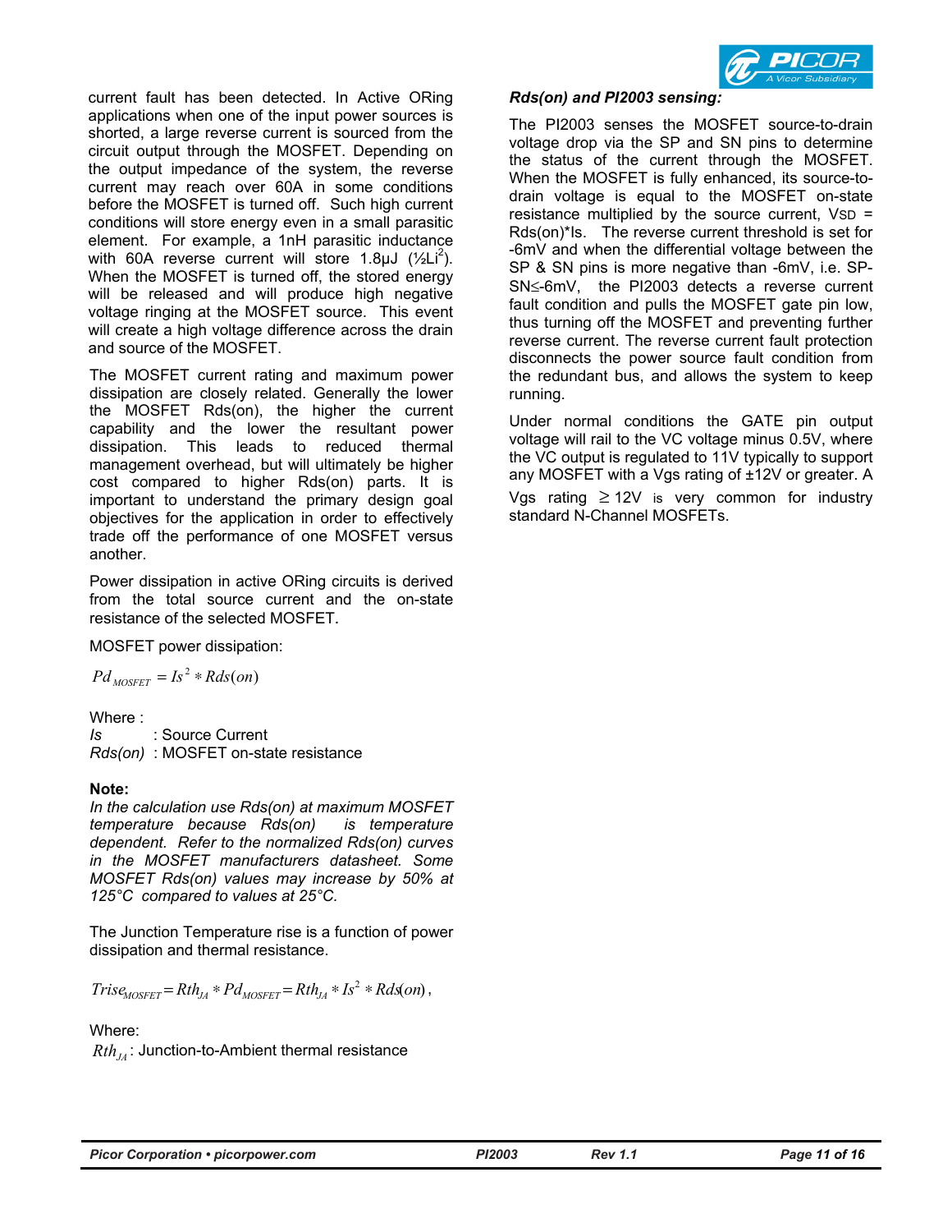current fault has been detected. In Active ORing applications when one of the input power sources is shorted, a large reverse current is sourced from the circuit output through the MOSFET. Depending on the output impedance of the system, the reverse current may reach over 60A in some conditions before the MOSFET is turned off. Such high current conditions will store energy even in a small parasitic element. For example, a 1nH parasitic inductance with 60A reverse current will store 1.8µJ (½$Li^2$). When the MOSFET is turned off, the stored energy will be released and will produce high negative voltage ringing at the MOSFET source. This event will create a high voltage difference across the drain and source of the MOSFET.

The MOSFET current rating and maximum power dissipation are closely related. Generally the lower the MOSFET Rds(on), the higher the current capability and the lower the resultant power dissipation. This leads to reduced thermal management overhead, but will ultimately be higher cost compared to higher Rds(on) parts. It is important to understand the primary design goal objectives for the application in order to effectively trade off the performance of one MOSFET versus another.

Power dissipation in active ORing circuits is derived from the total source current and the on-state resistance of the selected MOSFET.

MOSFET power dissipation:

$$Pd_{MOSFET} = Is^2 * Rds(on)$$

Where :

*Is* : Source Current

*Rds(on)* : MOSFET on-state resistance

**Note:**

*In the calculation use Rds(on) at maximum MOSFET temperature because Rds(on) is temperature dependent. Refer to the normalized Rds(on) curves in the MOSFET manufacturers datasheet. Some MOSFET Rds(on) values may increase by 50% at 125°C compared to values at 25°C.*

The Junction Temperature rise is a function of power dissipation and thermal resistance.

$$Trise_{MOSFET} = Rth_{JA} * Pd_{MOSFET} = Rth_{JA} * Is^2 * Rds(on),$$

Where:

$Rth_{JA}$: Junction-to-Ambient thermal resistance

***Rds(on) and PI2003 sensing:***

The PI2003 senses the MOSFET source-to-drain voltage drop via the SP and SN pins to determine the status of the current through the MOSFET. When the MOSFET is fully enhanced, its source-to-drain voltage is equal to the MOSFET on-state resistance multiplied by the source current, $V_{SD}$ = Rds(on)*Is. The reverse current threshold is set for -6mV and when the differential voltage between the SP & SN pins is more negative than -6mV, i.e. SP-SN≤-6mV, the PI2003 detects a reverse current fault condition and pulls the MOSFET gate pin low, thus turning off the MOSFET and preventing further reverse current. The reverse current fault protection disconnects the power source fault condition from the redundant bus, and allows the system to keep running.

Under normal conditions the GATE pin output voltage will rail to the VC voltage minus 0.5V, where the VC output is regulated to 11V typically to support any MOSFET with a Vgs rating of ±12V or greater. A Vgs rating ≥ 12V is very common for industry standard N-Channel MOSFETs.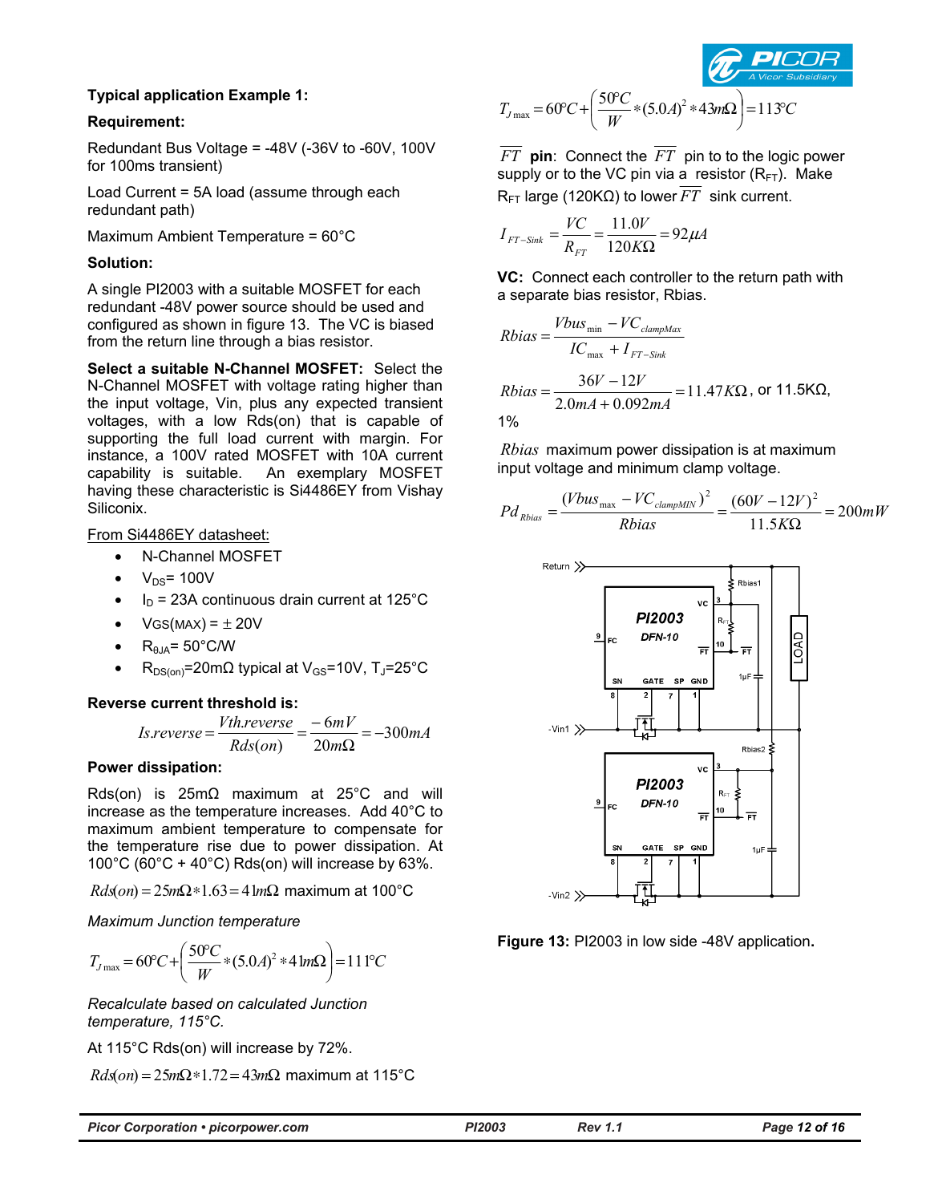**Typical application Example 1:**

**Requirement:**

Redundant Bus Voltage = -48V (-36V to -60V, 100V for 100ms transient)

Load Current = 5A load (assume through each redundant path)

Maximum Ambient Temperature = 60°C

**Solution:**

A single PI2003 with a suitable MOSFET for each redundant -48V power source should be used and configured as shown in figure 13. The VC is biased from the return line through a bias resistor.

**Select a suitable N-Channel MOSFET:** Select the N-Channel MOSFET with voltage rating higher than the input voltage, Vin, plus any expected transient voltages, with a low Rds(on) that is capable of supporting the full load current with margin. For instance, a 100V rated MOSFET with 10A current capability is suitable. An exemplary MOSFET having these characteristic is Si4486EY from Vishay Siliconix.

From Si4486EY datasheet:

- N-Channel MOSFET
- $V_{DS}$= 100V
- $I_D$ = 23A continuous drain current at 125°C
- VGS(MAX) = ± 20V
- $R_{\theta JA}$= 50°C/W
- $R_{DS(on)}$=20mΩ typical at $V_{GS}$=10V, $T_J$=25°C

**Reverse current threshold is:**

$$Is.reverse = \frac{Vth.reverse}{Rds(on)} = \frac{-6mV}{20m\Omega} = -300mA$$

**Power dissipation:**

Rds(on) is 25mΩ maximum at 25°C and will increase as the temperature increases. Add 40°C to maximum ambient temperature to compensate for the temperature rise due to power dissipation. At 100°C (60°C + 40°C) Rds(on) will increase by 63%.

$Rds(on) = 25m\Omega * 1.63 = 41m\Omega$ maximum at 100°C

*Maximum Junction temperature*

$$T_{J\max} = 60°C + \left(\frac{50°C}{W} * (5.0A)^2 * 41m\Omega\right) = 111°C$$

*Recalculate based on calculated Junction temperature, 115°C.*

At 115°C Rds(on) will increase by 72%.

$Rds(on) = 25m\Omega * 1.72 = 43m\Omega$ maximum at 115°C

$$T_{J\max} = 60°C + \left(\frac{50°C}{W} * (5.0A)^2 * 43m\Omega\right) = 113°C$$

$\overline{FT}$ **pin**: Connect the $\overline{FT}$ pin to to the logic power supply or to the VC pin via a resistor ($R_{FT}$). Make $R_{FT}$ large (120KΩ) to lower $\overline{FT}$ sink current.

$$I_{FT-Sink} = \frac{VC}{R_{FT}} = \frac{11.0V}{120K\Omega} = 92\mu A$$

**VC:** Connect each controller to the return path with a separate bias resistor, Rbias.

$$Rbias = \frac{Vbus_{\min} - VC_{clampMax}}{IC_{\max} + I_{FT-Sink}}$$

$$Rbias = \frac{36V - 12V}{2.0mA + 0.092mA} = 11.47K\Omega$$, or 11.5KΩ, 1%

$Rbias$ maximum power dissipation is at maximum input voltage and minimum clamp voltage.

$$Pd_{Rbias} = \frac{(Vbus_{\max} - VC_{clampMIN})^2}{Rbias} = \frac{(60V - 12V)^2}{11.5K\Omega} = 200mW$$

**Figure 13:** PI2003 in low side -48V application**.**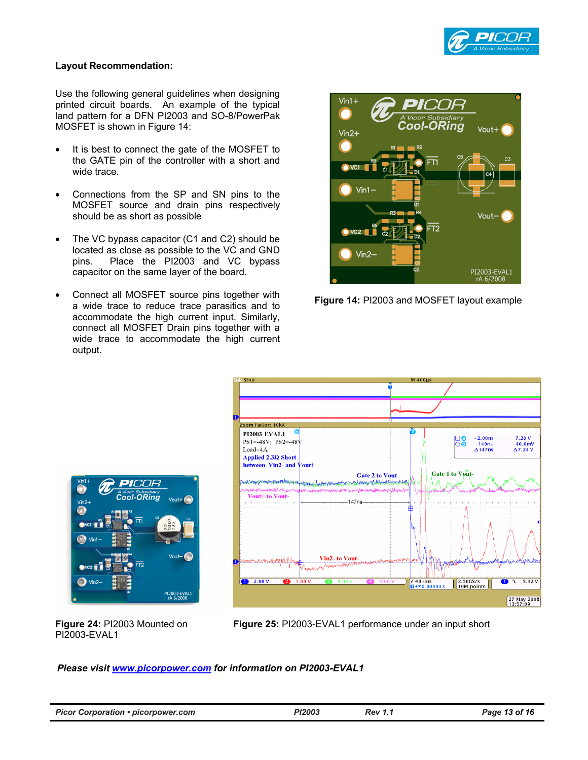**Layout Recommendation:**

Use the following general guidelines when designing printed circuit boards. An example of the typical land pattern for a DFN PI2003 and SO-8/PowerPak MOSFET is shown in Figure 14:

- It is best to connect the gate of the MOSFET to the GATE pin of the controller with a short and wide trace.
- Connections from the SP and SN pins to the MOSFET source and drain pins respectively should be as short as possible
- The VC bypass capacitor (C1 and C2) should be located as close as possible to the VC and GND pins. Place the PI2003 and VC bypass capacitor on the same layer of the board.
- Connect all MOSFET source pins together with a wide trace to reduce trace parasitics and to accommodate the high current input. Similarly, connect all MOSFET Drain pins together with a wide trace to accommodate the high current output.

**Figure 14:** PI2003 and MOSFET layout example

**Figure 24:** PI2003 Mounted on PI2003-EVAL1

**Figure 25:** PI2003-EVAL1 performance under an input short

***Please visit [www.picorpower.com](http://www.picorpower.com) for information on PI2003-EVAL1***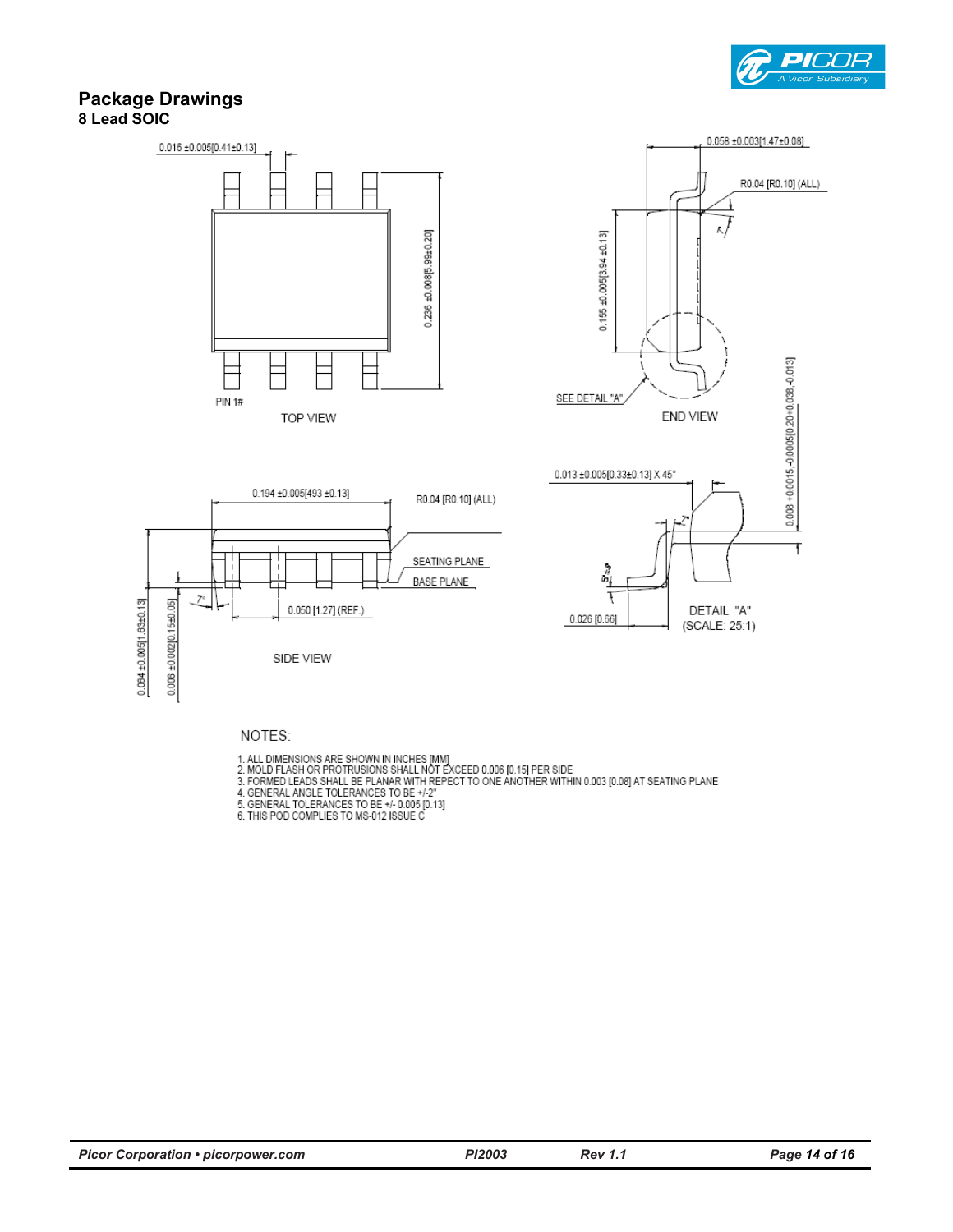## Package Drawings

### 8 Lead SOIC

NOTES:

1. ALL DIMENSIONS ARE SHOWN IN INCHES [MM]
2. MOLD FLASH OR PROTRUSIONS SHALL NOT EXCEED 0.006 [0.15] PER SIDE
3. FORMED LEADS SHALL BE PLANAR WITH REPECT TO ONE ANOTHER WITHIN 0.003 [0.08] AT SEATING PLANE
4. GENERAL ANGLE TOLERANCES TO BE +/-2°
5. GENERAL TOLERANCES TO BE +/- 0.005 [0.13]
6. THIS POD COMPLIES TO MS-012 ISSUE C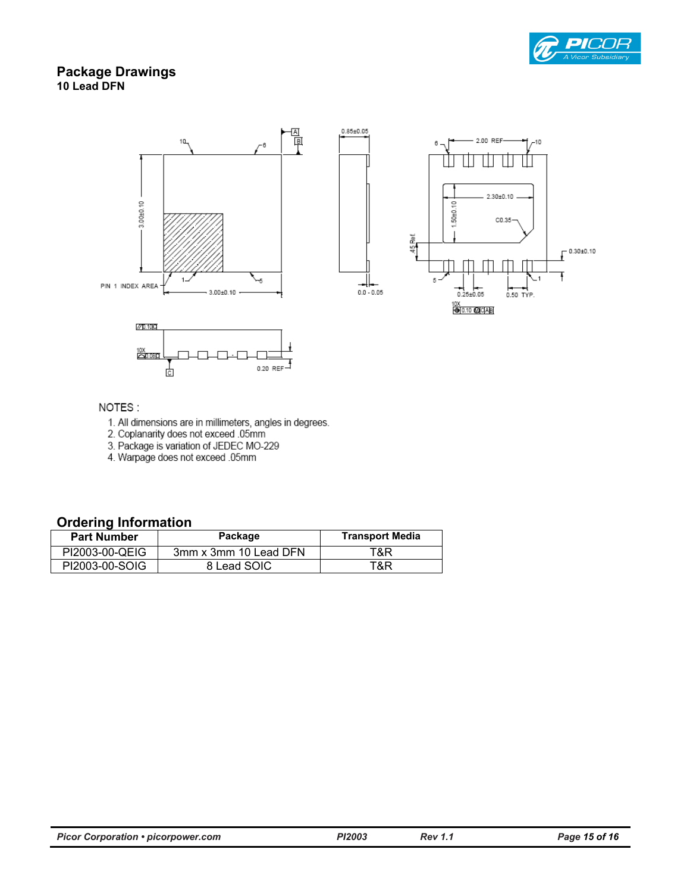## Package Drawings

### 10 Lead DFN

NOTES :

1. All dimensions are in millimeters, angles in degrees.
2. Coplanarity does not exceed .05mm
3. Package is variation of JEDEC MO-229
4. Warpage does not exceed .05mm

## Ordering Information

| Part Number | Package | Transport Media |
|---|---|---|
| PI2003-00-QEIG | 3mm x 3mm 10 Lead DFN | T&R |
| PI2003-00-SOIG | 8 Lead SOIC | T&R |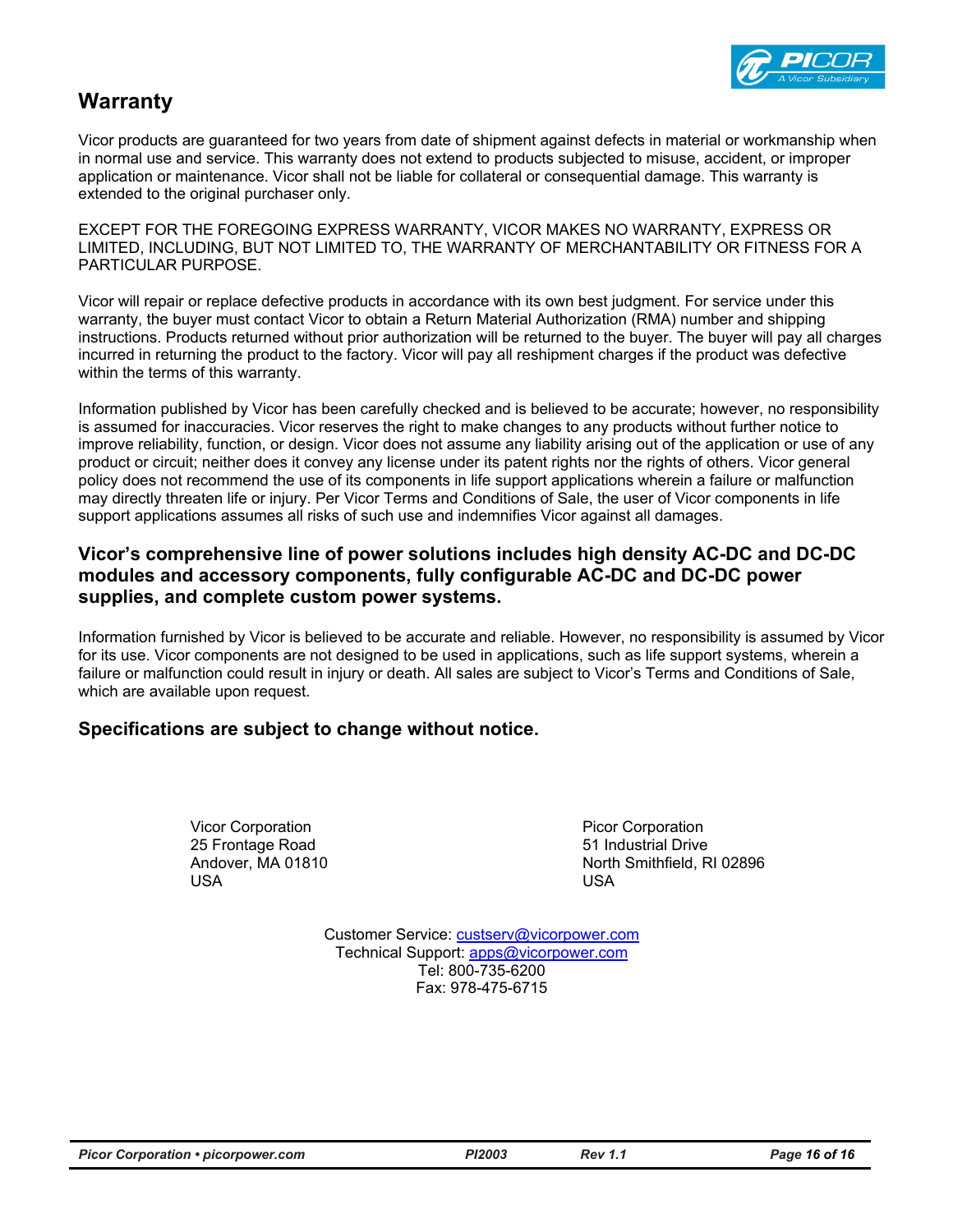## Warranty

Vicor products are guaranteed for two years from date of shipment against defects in material or workmanship when in normal use and service. This warranty does not extend to products subjected to misuse, accident, or improper application or maintenance. Vicor shall not be liable for collateral or consequential damage. This warranty is extended to the original purchaser only.

EXCEPT FOR THE FOREGOING EXPRESS WARRANTY, VICOR MAKES NO WARRANTY, EXPRESS OR LIMITED, INCLUDING, BUT NOT LIMITED TO, THE WARRANTY OF MERCHANTABILITY OR FITNESS FOR A PARTICULAR PURPOSE.

Vicor will repair or replace defective products in accordance with its own best judgment. For service under this warranty, the buyer must contact Vicor to obtain a Return Material Authorization (RMA) number and shipping instructions. Products returned without prior authorization will be returned to the buyer. The buyer will pay all charges incurred in returning the product to the factory. Vicor will pay all reshipment charges if the product was defective within the terms of this warranty.

Information published by Vicor has been carefully checked and is believed to be accurate; however, no responsibility is assumed for inaccuracies. Vicor reserves the right to make changes to any products without further notice to improve reliability, function, or design. Vicor does not assume any liability arising out of the application or use of any product or circuit; neither does it convey any license under its patent rights nor the rights of others. Vicor general policy does not recommend the use of its components in life support applications wherein a failure or malfunction may directly threaten life or injury. Per Vicor Terms and Conditions of Sale, the user of Vicor components in life support applications assumes all risks of such use and indemnifies Vicor against all damages.

### Vicor's comprehensive line of power solutions includes high density AC-DC and DC-DC modules and accessory components, fully configurable AC-DC and DC-DC power supplies, and complete custom power systems.

Information furnished by Vicor is believed to be accurate and reliable. However, no responsibility is assumed by Vicor for its use. Vicor components are not designed to be used in applications, such as life support systems, wherein a failure or malfunction could result in injury or death. All sales are subject to Vicor's Terms and Conditions of Sale, which are available upon request.

### Specifications are subject to change without notice.

Vicor Corporation
25 Frontage Road
Andover, MA 01810
USA

Picor Corporation
51 Industrial Drive
North Smithfield, RI 02896
USA

Customer Service: custserv@vicorpower.com
Technical Support: apps@vicorpower.com
Tel: 800-735-6200
Fax: 978-475-6715